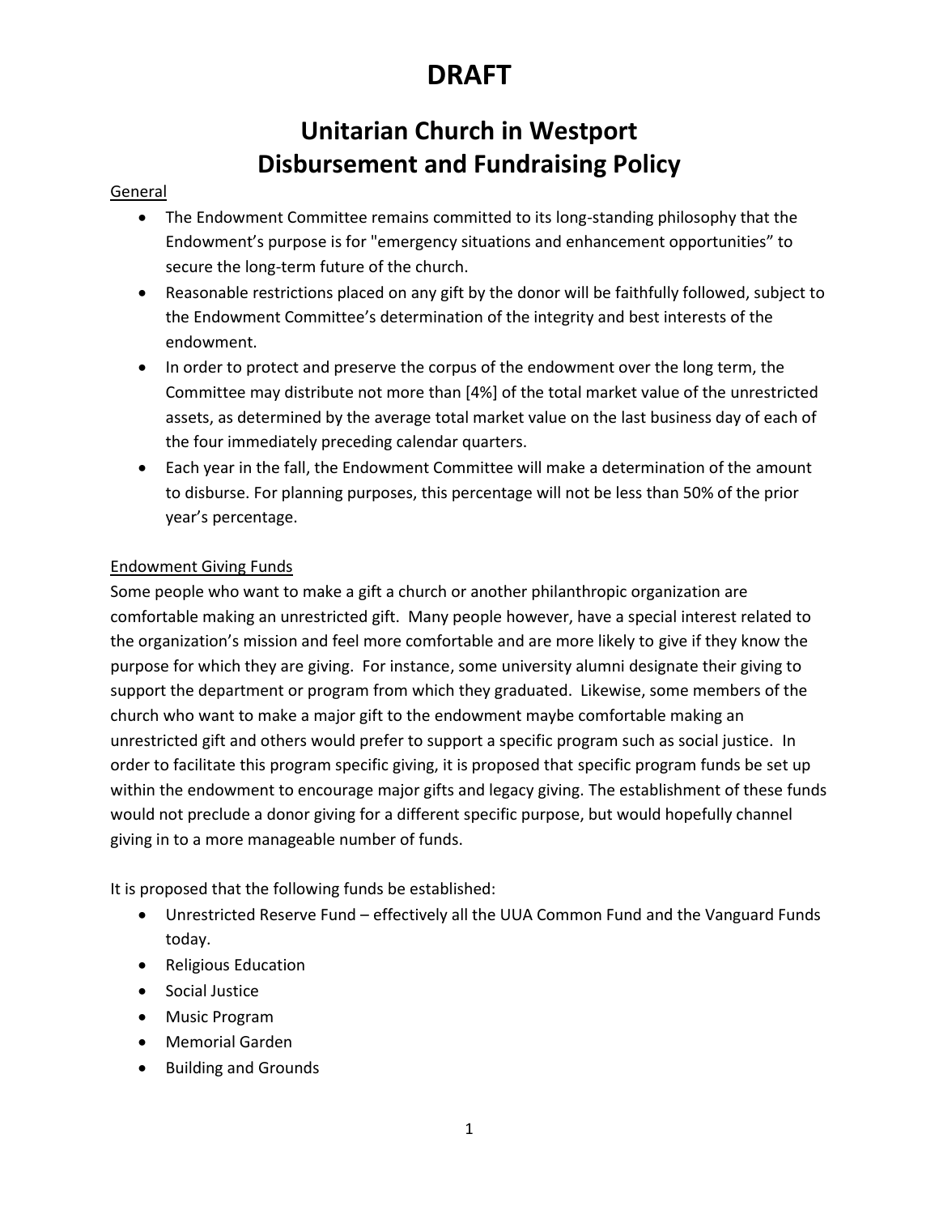# DRAFT

## Unitarian Church in Westport
## Disbursement and Fundraising Policy

General

- The Endowment Committee remains committed to its long-standing philosophy that the Endowment's purpose is for "emergency situations and enhancement opportunities" to secure the long-term future of the church.
- Reasonable restrictions placed on any gift by the donor will be faithfully followed, subject to the Endowment Committee's determination of the integrity and best interests of the endowment.
- In order to protect and preserve the corpus of the endowment over the long term, the Committee may distribute not more than [4%] of the total market value of the unrestricted assets, as determined by the average total market value on the last business day of each of the four immediately preceding calendar quarters.
- Each year in the fall, the Endowment Committee will make a determination of the amount to disburse. For planning purposes, this percentage will not be less than 50% of the prior year's percentage.

Endowment Giving Funds

Some people who want to make a gift a church or another philanthropic organization are comfortable making an unrestricted gift. Many people however, have a special interest related to the organization's mission and feel more comfortable and are more likely to give if they know the purpose for which they are giving. For instance, some university alumni designate their giving to support the department or program from which they graduated. Likewise, some members of the church who want to make a major gift to the endowment maybe comfortable making an unrestricted gift and others would prefer to support a specific program such as social justice. In order to facilitate this program specific giving, it is proposed that specific program funds be set up within the endowment to encourage major gifts and legacy giving. The establishment of these funds would not preclude a donor giving for a different specific purpose, but would hopefully channel giving in to a more manageable number of funds.

It is proposed that the following funds be established:

- Unrestricted Reserve Fund – effectively all the UUA Common Fund and the Vanguard Funds today.
- Religious Education
- Social Justice
- Music Program
- Memorial Garden
- Building and Grounds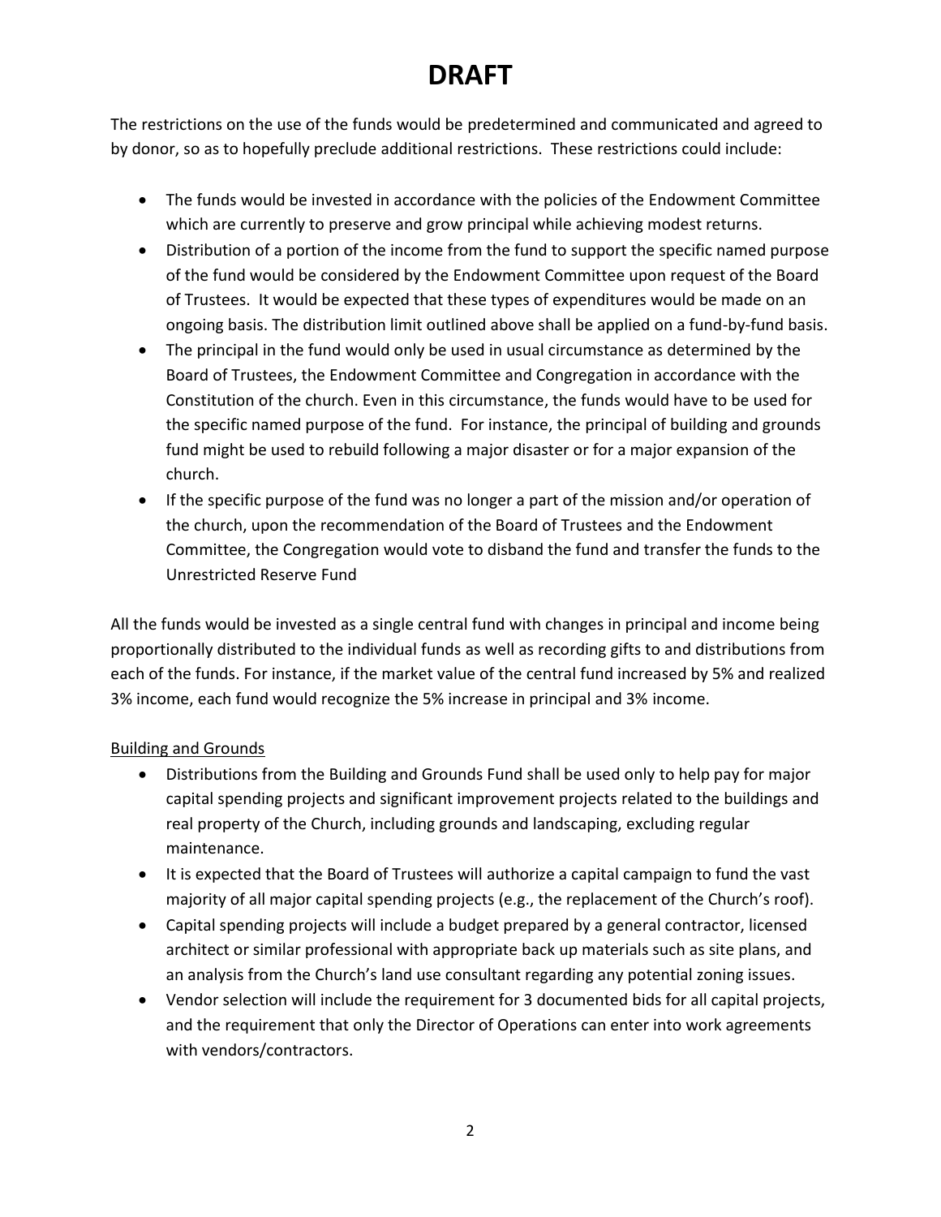# DRAFT

The restrictions on the use of the funds would be predetermined and communicated and agreed to by donor, so as to hopefully preclude additional restrictions. These restrictions could include:

- The funds would be invested in accordance with the policies of the Endowment Committee which are currently to preserve and grow principal while achieving modest returns.
- Distribution of a portion of the income from the fund to support the specific named purpose of the fund would be considered by the Endowment Committee upon request of the Board of Trustees. It would be expected that these types of expenditures would be made on an ongoing basis. The distribution limit outlined above shall be applied on a fund-by-fund basis.
- The principal in the fund would only be used in usual circumstance as determined by the Board of Trustees, the Endowment Committee and Congregation in accordance with the Constitution of the church. Even in this circumstance, the funds would have to be used for the specific named purpose of the fund. For instance, the principal of building and grounds fund might be used to rebuild following a major disaster or for a major expansion of the church.
- If the specific purpose of the fund was no longer a part of the mission and/or operation of the church, upon the recommendation of the Board of Trustees and the Endowment Committee, the Congregation would vote to disband the fund and transfer the funds to the Unrestricted Reserve Fund

All the funds would be invested as a single central fund with changes in principal and income being proportionally distributed to the individual funds as well as recording gifts to and distributions from each of the funds. For instance, if the market value of the central fund increased by 5% and realized 3% income, each fund would recognize the 5% increase in principal and 3% income.

<u>Building and Grounds</u>

- Distributions from the Building and Grounds Fund shall be used only to help pay for major capital spending projects and significant improvement projects related to the buildings and real property of the Church, including grounds and landscaping, excluding regular maintenance.
- It is expected that the Board of Trustees will authorize a capital campaign to fund the vast majority of all major capital spending projects (e.g., the replacement of the Church's roof).
- Capital spending projects will include a budget prepared by a general contractor, licensed architect or similar professional with appropriate back up materials such as site plans, and an analysis from the Church's land use consultant regarding any potential zoning issues.
- Vendor selection will include the requirement for 3 documented bids for all capital projects, and the requirement that only the Director of Operations can enter into work agreements with vendors/contractors.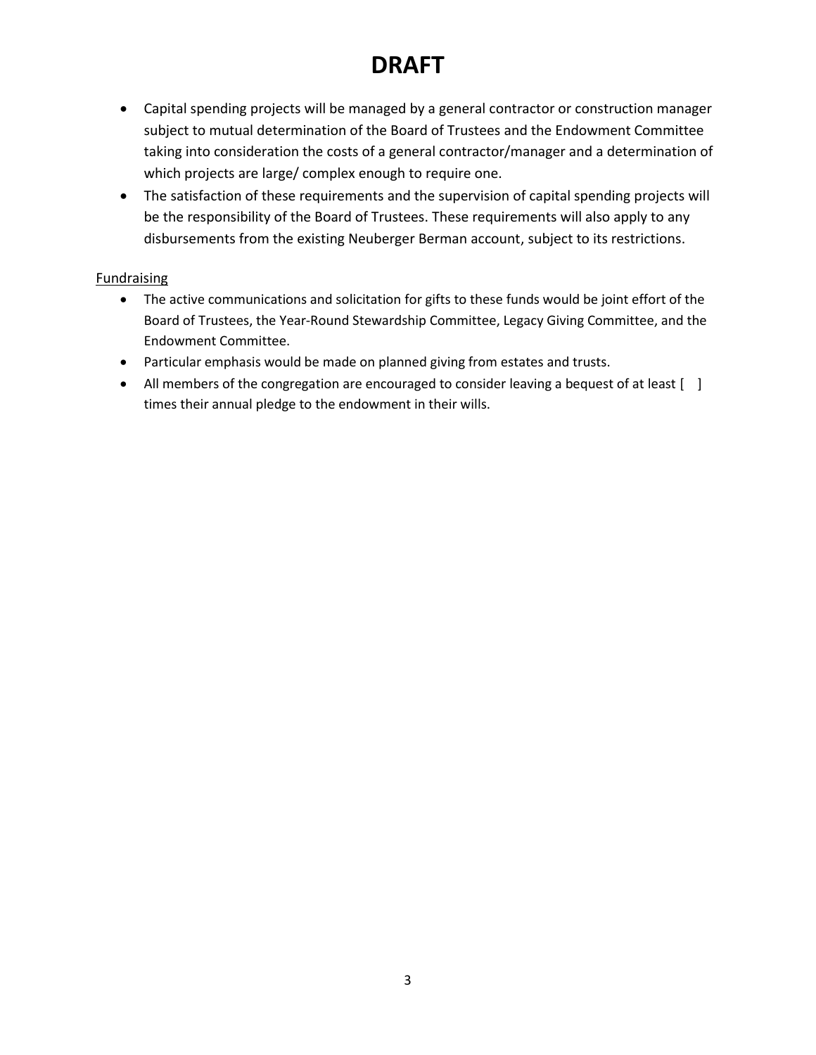# DRAFT

- Capital spending projects will be managed by a general contractor or construction manager subject to mutual determination of the Board of Trustees and the Endowment Committee taking into consideration the costs of a general contractor/manager and a determination of which projects are large/ complex enough to require one.
- The satisfaction of these requirements and the supervision of capital spending projects will be the responsibility of the Board of Trustees. These requirements will also apply to any disbursements from the existing Neuberger Berman account, subject to its restrictions.

<u>Fundraising</u>

- The active communications and solicitation for gifts to these funds would be joint effort of the Board of Trustees, the Year-Round Stewardship Committee, Legacy Giving Committee, and the Endowment Committee.
- Particular emphasis would be made on planned giving from estates and trusts.
- All members of the congregation are encouraged to consider leaving a bequest of at least [ ] times their annual pledge to the endowment in their wills.